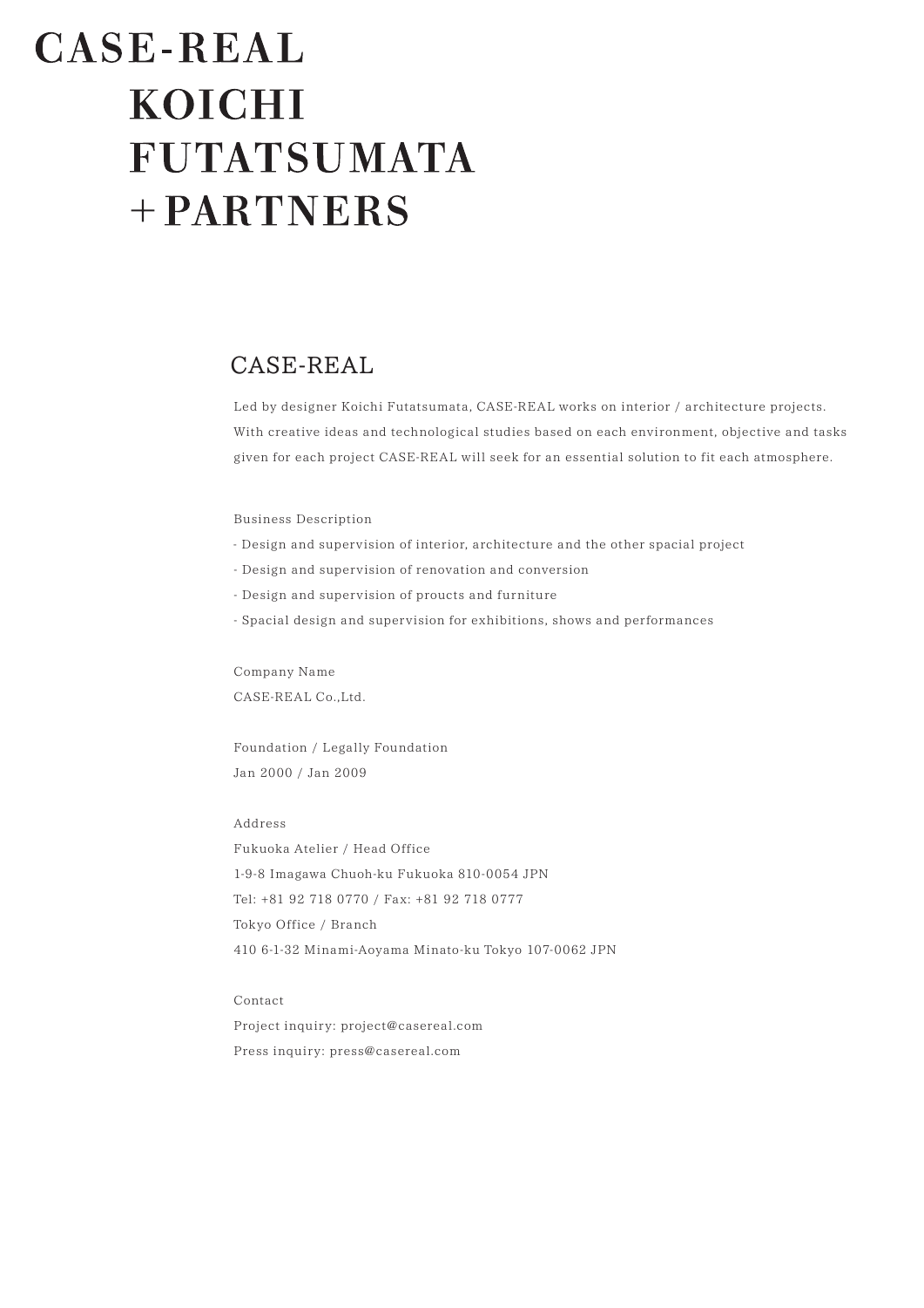# CASE-REAL KOICHI FUTATSUMATA +PARTNERS

## CASE-REAL

Led by designer Koichi Futatsumata, CASE-REAL works on interior / architecture projects. With creative ideas and technological studies based on each environment, objective and tasks given for each project CASE-REAL will seek for an essential solution to fit each atmosphere.

Business Description

- Design and supervision of interior, architecture and the other spacial project
- Design and supervision of renovation and conversion
- Design and supervision of proucts and furniture
- Spacial design and supervision for exhibitions, shows and performances

Company Name
CASE-REAL Co.,Ltd.

Foundation / Legally Foundation
Jan 2000 / Jan 2009

Address
Fukuoka Atelier / Head Office
1-9-8 Imagawa Chuoh-ku Fukuoka 810-0054 JPN
Tel: +81 92 718 0770 / Fax: +81 92 718 0777
Tokyo Office / Branch
410 6-1-32 Minami-Aoyama Minato-ku Tokyo 107-0062 JPN

Contact
Project inquiry: project@casereal.com
Press inquiry: press@casereal.com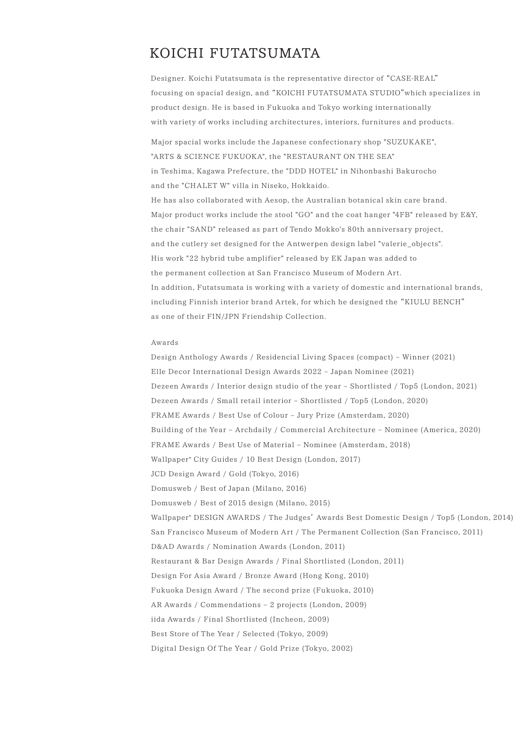# KOICHI FUTATSUMATA

Designer. Koichi Futatsumata is the representative director of “CASE-REAL” focusing on spacial design, and “KOICHI FUTATSUMATA STUDIO”which specializes in product design. He is based in Fukuoka and Tokyo working internationally with variety of works including architectures, interiors, furnitures and products.

Major spacial works include the Japanese confectionary shop "SUZUKAKE", "ARTS & SCIENCE FUKUOKA", the "RESTAURANT ON THE SEA" in Teshima, Kagawa Prefecture, the "DDD HOTEL" in Nihonbashi Bakurocho and the "CHALET W" villa in Niseko, Hokkaido.
He has also collaborated with Aesop, the Australian botanical skin care brand.
Major product works include the stool "GO" and the coat hanger "4FB" released by E&Y, the chair "SAND" released as part of Tendo Mokko's 80th anniversary project, and the cutlery set designed for the Antwerpen design label "valerie_objects".
His work "22 hybrid tube amplifier" released by EK Japan was added to the permanent collection at San Francisco Museum of Modern Art.
In addition, Futatsumata is working with a variety of domestic and international brands, including Finnish interior brand Artek, for which he designed the “KIULU BENCH” as one of their FIN/JPN Friendship Collection.

Awards

Design Anthology Awards / Residencial Living Spaces (compact) – Winner (2021)
Elle Decor International Design Awards 2022 – Japan Nominee (2021)
Dezeen Awards / Interior design studio of the year – Shortlisted / Top5 (London, 2021)
Dezeen Awards / Small retail interior – Shortlisted / Top5 (London, 2020)
FRAME Awards / Best Use of Colour – Jury Prize (Amsterdam, 2020)
Building of the Year – Archdaily / Commercial Architecture – Nominee (America, 2020)
FRAME Awards / Best Use of Material – Nominee (Amsterdam, 2018)
Wallpaper* City Guides / 10 Best Design (London, 2017)
JCD Design Award / Gold (Tokyo, 2016)
Domusweb / Best of Japan (Milano, 2016)
Domusweb / Best of 2015 design (Milano, 2015)
Wallpaper* DESIGN AWARDS / The Judges’ Awards Best Domestic Design / Top5 (London, 2014)
San Francisco Museum of Modern Art / The Permanent Collection (San Francisco, 2011)
D&AD Awards / Nomination Awards (London, 2011)
Restaurant & Bar Design Awards / Final Shortlisted (London, 2011)
Design For Asia Award / Bronze Award (Hong Kong, 2010)
Fukuoka Design Award / The second prize (Fukuoka, 2010)
AR Awards / Commendations – 2 projects (London, 2009)
iida Awards / Final Shortlisted (Incheon, 2009)
Best Store of The Year / Selected (Tokyo, 2009)
Digital Design Of The Year / Gold Prize (Tokyo, 2002)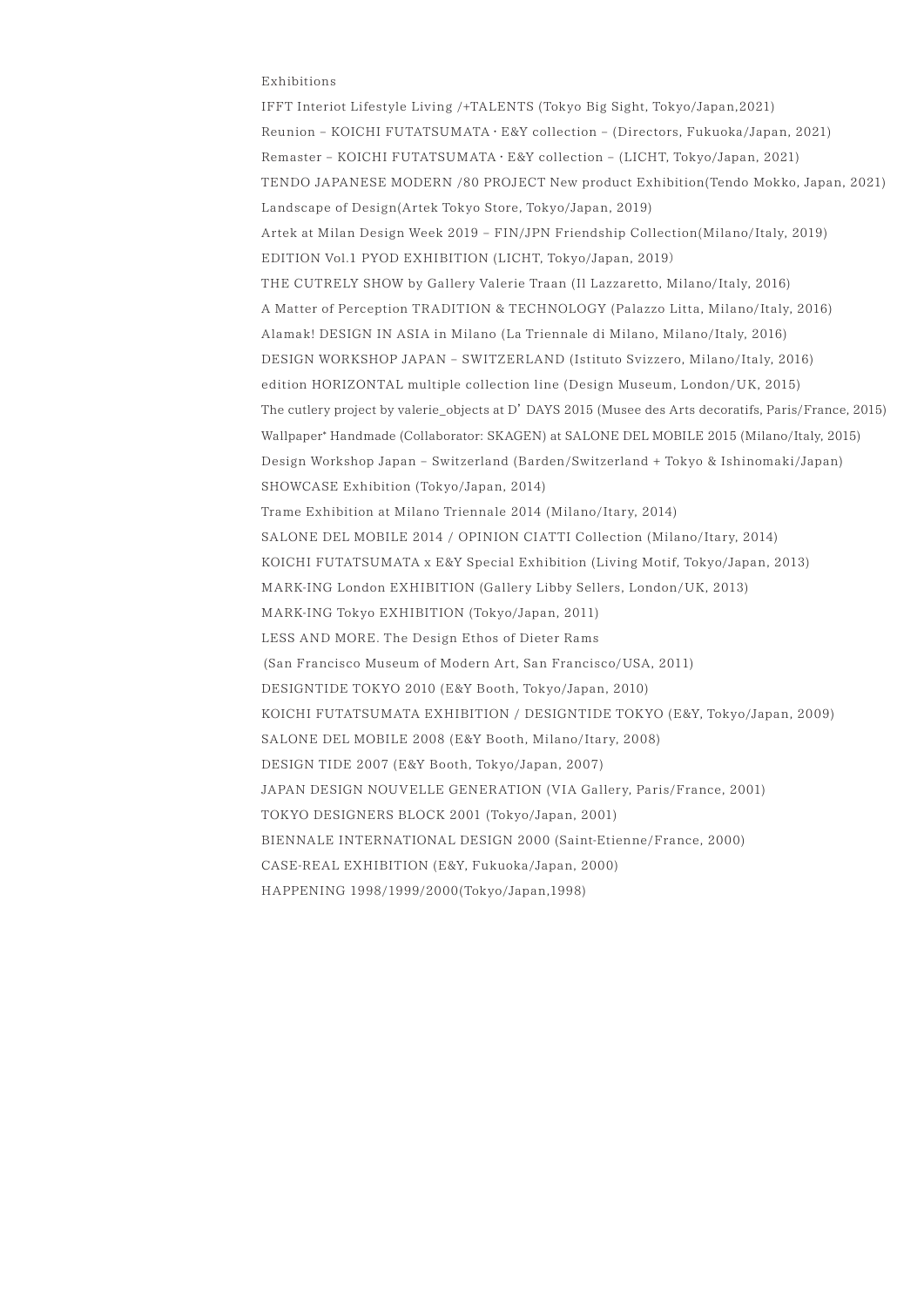Exhibitions

IFFT Interiot Lifestyle Living /+TALENTS (Tokyo Big Sight, Tokyo/Japan,2021)

Reunion – KOICHI FUTATSUMATA・E&Y collection – (Directors, Fukuoka/Japan, 2021)

Remaster – KOICHI FUTATSUMATA・E&Y collection – (LICHT, Tokyo/Japan, 2021)

TENDO JAPANESE MODERN /80 PROJECT New product Exhibition(Tendo Mokko, Japan, 2021)

Landscape of Design(Artek Tokyo Store, Tokyo/Japan, 2019)

Artek at Milan Design Week 2019 – FIN/JPN Friendship Collection(Milano/Italy, 2019)

EDITION Vol.1 PYOD EXHIBITION (LICHT, Tokyo/Japan, 2019)

THE CUTRELY SHOW by Gallery Valerie Traan (Il Lazzaretto, Milano/Italy, 2016)

A Matter of Perception TRADITION & TECHNOLOGY (Palazzo Litta, Milano/Italy, 2016)

Alamak! DESIGN IN ASIA in Milano (La Triennale di Milano, Milano/Italy, 2016)

DESIGN WORKSHOP JAPAN – SWITZERLAND (Istituto Svizzero, Milano/Italy, 2016)

edition HORIZONTAL multiple collection line (Design Museum, London/UK, 2015)

The cutlery project by valerie_objects at D' DAYS 2015 (Musee des Arts decoratifs, Paris/France, 2015)

Wallpaper* Handmade (Collaborator: SKAGEN) at SALONE DEL MOBILE 2015 (Milano/Italy, 2015)

Design Workshop Japan – Switzerland (Barden/Switzerland + Tokyo & Ishinomaki/Japan)

SHOWCASE Exhibition (Tokyo/Japan, 2014)

Trame Exhibition at Milano Triennale 2014 (Milano/Itary, 2014)

SALONE DEL MOBILE 2014 / OPINION CIATTI Collection (Milano/Itary, 2014)

KOICHI FUTATSUMATA x E&Y Special Exhibition (Living Motif, Tokyo/Japan, 2013)

MARK-ING London EXHIBITION (Gallery Libby Sellers, London/UK, 2013)

MARK-ING Tokyo EXHIBITION (Tokyo/Japan, 2011)

LESS AND MORE. The Design Ethos of Dieter Rams
(San Francisco Museum of Modern Art, San Francisco/USA, 2011)

DESIGNTIDE TOKYO 2010 (E&Y Booth, Tokyo/Japan, 2010)

KOICHI FUTATSUMATA EXHIBITION / DESIGNTIDE TOKYO (E&Y, Tokyo/Japan, 2009)

SALONE DEL MOBILE 2008 (E&Y Booth, Milano/Itary, 2008)

DESIGN TIDE 2007 (E&Y Booth, Tokyo/Japan, 2007)

JAPAN DESIGN NOUVELLE GENERATION (VIA Gallery, Paris/France, 2001)

TOKYO DESIGNERS BLOCK 2001 (Tokyo/Japan, 2001)

BIENNALE INTERNATIONAL DESIGN 2000 (Saint-Etienne/France, 2000)

CASE-REAL EXHIBITION (E&Y, Fukuoka/Japan, 2000)

HAPPENING 1998/1999/2000(Tokyo/Japan,1998)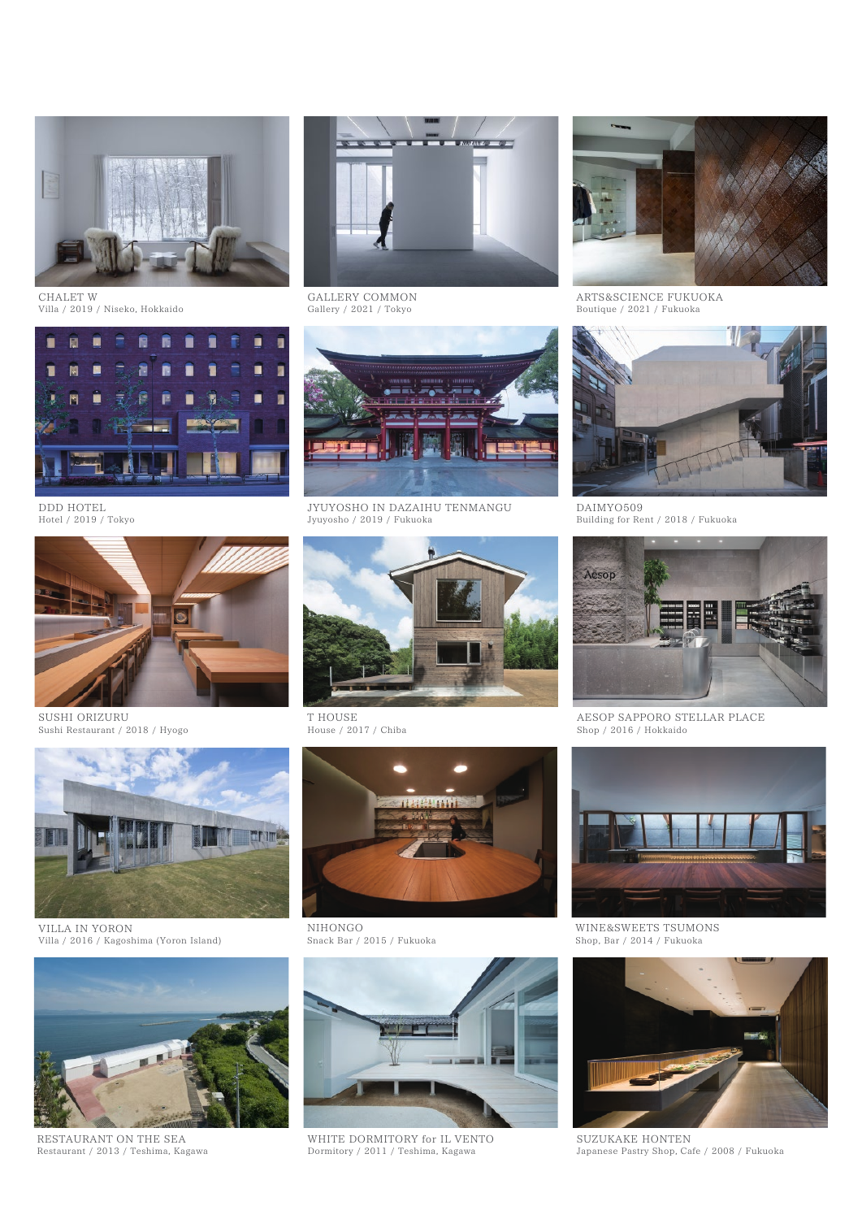CHALET W
Villa / 2019 / Niseko, Hokkaido

GALLERY COMMON
Gallery / 2021 / Tokyo

ARTS&SCIENCE FUKUOKA
Boutique / 2021 / Fukuoka

DDD HOTEL
Hotel / 2019 / Tokyo

JYUYOSHO IN DAZAIHU TENMANGU
Jyuyosho / 2019 / Fukuoka

DAIMYO509
Building for Rent / 2018 / Fukuoka

SUSHI ORIZURU
Sushi Restaurant / 2018 / Hyogo

T HOUSE
House / 2017 / Chiba

AESOP SAPPORO STELLAR PLACE
Shop / 2016 / Hokkaido

VILLA IN YORON
Villa / 2016 / Kagoshima (Yoron Island)

NIHONGO
Snack Bar / 2015 / Fukuoka

WINE&SWEETS TSUMONS
Shop, Bar / 2014 / Fukuoka

RESTAURANT ON THE SEA
Restaurant / 2013 / Teshima, Kagawa

WHITE DORMITORY for IL VENTO
Dormitory / 2011 / Teshima, Kagawa

SUZUKAKE HONTEN
Japanese Pastry Shop, Cafe / 2008 / Fukuoka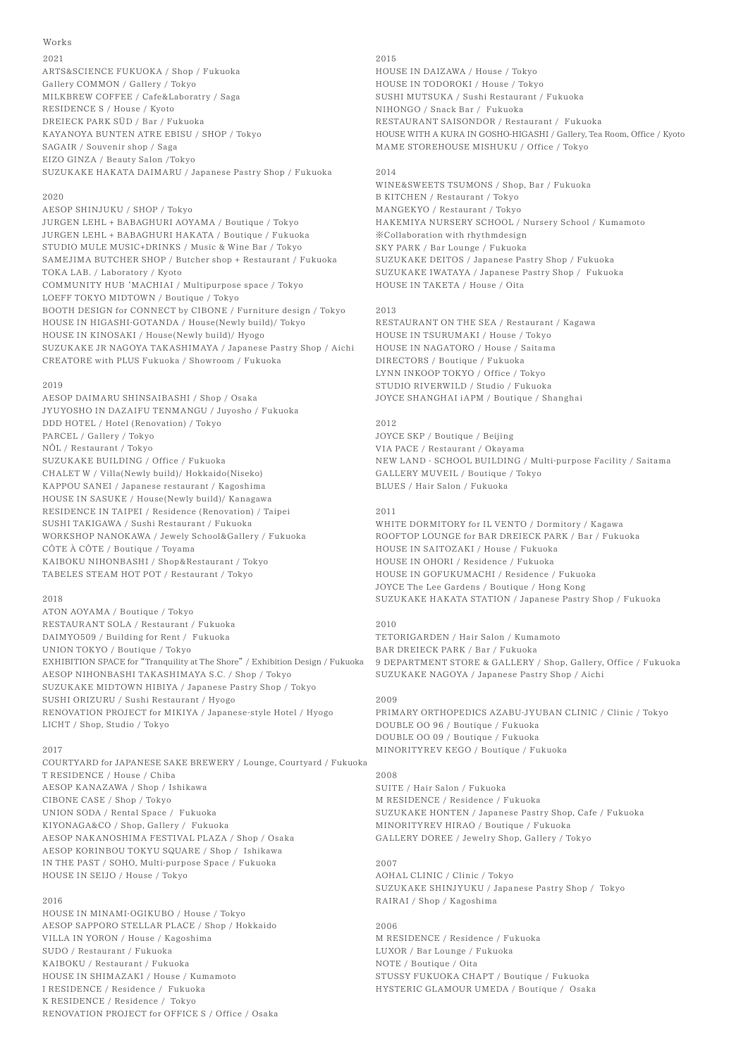Works

2021

ARTS&SCIENCE FUKUOKA / Shop / Fukuoka
Gallery COMMON / Gallery / Tokyo
MILKBREW COFFEE / Cafe&Laboratry / Saga
RESIDENCE S / House / Kyoto
DREIECK PARK SÜD / Bar / Fukuoka
KAYANOYA BUNTEN ATRE EBISU / SHOP / Tokyo
SAGAIR / Souvenir shop / Saga
EIZO GINZA / Beauty Salon /Tokyo
SUZUKAKE HAKATA DAIMARU / Japanese Pastry Shop / Fukuoka

2020

AESOP SHINJUKU / SHOP / Tokyo
JURGEN LEHL + BABAGHURI AOYAMA / Boutique / Tokyo
JURGEN LEHL + BABAGHURI HAKATA / Boutique / Fukuoka
STUDIO MULE MUSIC+DRINKS / Music & Wine Bar / Tokyo
SAMEJIMA BUTCHER SHOP / Butcher shop + Restaurant / Fukuoka
TOKA LAB. / Laboratory / Kyoto
COMMUNITY HUB "MACHIAI / Multipurpose space / Tokyo
LOEFF TOKYO MIDTOWN / Boutique / Tokyo
BOOTH DESIGN for CONNECT by CIBONE / Furniture design / Tokyo
HOUSE IN HIGASHI-GOTANDA / House(Newly build)/ Tokyo
HOUSE IN KINOSAKI / House(Newly build)/ Hyogo
SUZUKAKE JR NAGOYA TAKASHIMAYA / Japanese Pastry Shop / Aichi
CREATORE with PLUS Fukuoka / Showroom / Fukuoka

2019

AESOP DAIMARU SHINSAIBASHI / Shop / Osaka
JYUYOSHO IN DAZAIFU TENMANGU / Juyosho / Fukuoka
DDD HOTEL / Hotel (Renovation) / Tokyo
PARCEL / Gallery / Tokyo
NÔL / Restaurant / Tokyo
SUZUKAKE BUILDING / Office / Fukuoka
CHALET W / Villa(Newly build)/ Hokkaido(Niseko)
KAPPOU SANEI / Japanese restaurant / Kagoshima
HOUSE IN SASUKE / House(Newly build)/ Kanagawa
RESIDENCE IN TAIPEI / Residence (Renovation) / Taipei
SUSHI TAKIGAWA / Sushi Restaurant / Fukuoka
WORKSHOP NANOKAWA / Jewely School&Gallery / Fukuoka
CÔTE À CÔTE / Boutique / Toyama
KAIBOKU NIHONBASHI / Shop&Restaurant / Tokyo
TABELES STEAM HOT POT / Restaurant / Tokyo

2018

ATON AOYAMA / Boutique / Tokyo
RESTAURANT SOLA / Restaurant / Fukuoka
DAIMYO509 / Building for Rent / Fukuoka
UNION TOKYO / Boutique / Tokyo
EXHIBITION SPACE for "Tranquility at The Shore" / Exhibition Design / Fukuoka
AESOP NIHONBASHI TAKASHIMAYA S.C. / Shop / Tokyo
SUZUKAKE MIDTOWN HIBIYA / Japanese Pastry Shop / Tokyo
SUSHI ORIZURU / Sushi Restaurant / Hyogo
RENOVATION PROJECT for MIKIYA / Japanese-style Hotel / Hyogo
LICHT / Shop, Studio / Tokyo

2017

COURTYARD for JAPANESE SAKE BREWERY / Lounge, Courtyard / Fukuoka
T RESIDENCE / House / Chiba
AESOP KANAZAWA / Shop / Ishikawa
CIBONE CASE / Shop / Tokyo
UNION SODA / Rental Space / Fukuoka
KIYONAGA&CO / Shop, Gallery / Fukuoka
AESOP NAKANOSHIMA FESTIVAL PLAZA / Shop / Osaka
AESOP KORINBOU TOKYU SQUARE / Shop / Ishikawa
IN THE PAST / SOHO, Multi-purpose Space / Fukuoka
HOUSE IN SEIJO / House / Tokyo

2016

HOUSE IN MINAMI-OGIKUBO / House / Tokyo
AESOP SAPPORO STELLAR PLACE / Shop / Hokkaido
VILLA IN YORON / House / Kagoshima
SUDO / Restaurant / Fukuoka
KAIBOKU / Restaurant / Fukuoka
HOUSE IN SHIMAZAKI / House / Kumamoto
I RESIDENCE / Residence / Fukuoka
K RESIDENCE / Residence / Tokyo
RENOVATION PROJECT for OFFICE S / Office / Osaka

2015

HOUSE IN DAIZAWA / House / Tokyo
HOUSE IN TODOROKI / House / Tokyo
SUSHI MUTSUKA / Sushi Restaurant / Fukuoka
NIHONGO / Snack Bar / Fukuoka
RESTAURANT SAISONDOR / Restaurant / Fukuoka
HOUSE WITH A KURA IN GOSHO-HIGASHI / Gallery, Tea Room, Office / Kyoto
MAME STOREHOUSE MISHUKU / Office / Tokyo

2014

WINE&SWEETS TSUMONS / Shop, Bar / Fukuoka
B KITCHEN / Restaurant / Tokyo
MANGEKYO / Restaurant / Tokyo
HAKEMIYA NURSERY SCHOOL / Nursery School / Kumamoto
※Collaboration with rhythmdesign
SKY PARK / Bar Lounge / Fukuoka
SUZUKAKE DEITOS / Japanese Pastry Shop / Fukuoka
SUZUKAKE IWATAYA / Japanese Pastry Shop / Fukuoka
HOUSE IN TAKETA / House / Oita

2013

RESTAURANT ON THE SEA / Restaurant / Kagawa
HOUSE IN TSURUMAKI / House / Tokyo
HOUSE IN NAGATORO / House / Saitama
DIRECTORS / Boutique / Fukuoka
LYNN INKOOP TOKYO / Office / Tokyo
STUDIO RIVERWILD / Studio / Fukuoka
JOYCE SHANGHAI iAPM / Boutique / Shanghai

2012

JOYCE SKP / Boutique / Beijing
VIA PACE / Restaurant / Okayama
NEW LAND - SCHOOL BUILDING / Multi-purpose Facility / Saitama
GALLERY MUVEIL / Boutique / Tokyo
BLUES / Hair Salon / Fukuoka

2011

WHITE DORMITORY for IL VENTO / Dormitory / Kagawa
ROOFTOP LOUNGE for BAR DREIECK PARK / Bar / Fukuoka
HOUSE IN SAITOZAKI / House / Fukuoka
HOUSE IN OHORI / Residence / Fukuoka
HOUSE IN GOFUKUMACHI / Residence / Fukuoka
JOYCE The Lee Gardens / Boutique / Hong Kong
SUZUKAKE HAKATA STATION / Japanese Pastry Shop / Fukuoka

2010

TETORIGARDEN / Hair Salon / Kumamoto
BAR DREIECK PARK / Bar / Fukuoka
9 DEPARTMENT STORE & GALLERY / Shop, Gallery, Office / Fukuoka
SUZUKAKE NAGOYA / Japanese Pastry Shop / Aichi

2009

PRIMARY ORTHOPEDICS AZABU-JYUBAN CLINIC / Clinic / Tokyo
DOUBLE OO 96 / Boutique / Fukuoka
DOUBLE OO 09 / Boutique / Fukuoka
MINORITYREV KEGO / Boutique / Fukuoka

2008

SUITE / Hair Salon / Fukuoka
M RESIDENCE / Residence / Fukuoka
SUZUKAKE HONTEN / Japanese Pastry Shop, Cafe / Fukuoka
MINORITYREV HIRAO / Boutique / Fukuoka
GALLERY DOREE / Jewelry Shop, Gallery / Tokyo

2007

AOHAL CLINIC / Clinic / Tokyo
SUZUKAKE SHINJYUKU / Japanese Pastry Shop / Tokyo
RAIRAI / Shop / Kagoshima

2006

M RESIDENCE / Residence / Fukuoka
LUXOR / Bar Lounge / Fukuoka
NOTE / Boutique / Oita
STUSSY FUKUOKA CHAPT / Boutique / Fukuoka
HYSTERIC GLAMOUR UMEDA / Boutique / Osaka